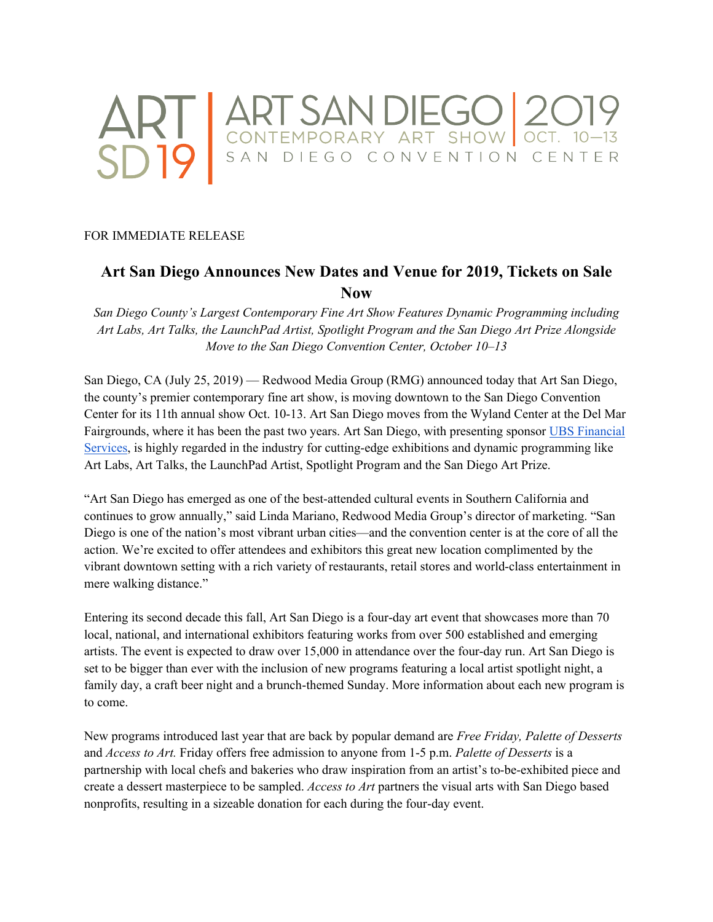ART SD19 | ART SAN DIEGO | 2019
CONTEMPORARY ART SHOW | OCT. 10—13
SAN DIEGO CONVENTION CENTER

FOR IMMEDIATE RELEASE

# Art San Diego Announces New Dates and Venue for 2019, Tickets on Sale Now

*San Diego County's Largest Contemporary Fine Art Show Features Dynamic Programming including Art Labs, Art Talks, the LaunchPad Artist, Spotlight Program and the San Diego Art Prize Alongside Move to the San Diego Convention Center, October 10–13*

San Diego, CA (July 25, 2019) — Redwood Media Group (RMG) announced today that Art San Diego, the county's premier contemporary fine art show, is moving downtown to the San Diego Convention Center for its 11th annual show Oct. 10-13. Art San Diego moves from the Wyland Center at the Del Mar Fairgrounds, where it has been the past two years. Art San Diego, with presenting sponsor UBS Financial Services, is highly regarded in the industry for cutting-edge exhibitions and dynamic programming like Art Labs, Art Talks, the LaunchPad Artist, Spotlight Program and the San Diego Art Prize.

"Art San Diego has emerged as one of the best-attended cultural events in Southern California and continues to grow annually," said Linda Mariano, Redwood Media Group's director of marketing. "San Diego is one of the nation's most vibrant urban cities—and the convention center is at the core of all the action. We're excited to offer attendees and exhibitors this great new location complimented by the vibrant downtown setting with a rich variety of restaurants, retail stores and world-class entertainment in mere walking distance."

Entering its second decade this fall, Art San Diego is a four-day art event that showcases more than 70 local, national, and international exhibitors featuring works from over 500 established and emerging artists. The event is expected to draw over 15,000 in attendance over the four-day run. Art San Diego is set to be bigger than ever with the inclusion of new programs featuring a local artist spotlight night, a family day, a craft beer night and a brunch-themed Sunday. More information about each new program is to come.

New programs introduced last year that are back by popular demand are *Free Friday, Palette of Desserts* and *Access to Art.* Friday offers free admission to anyone from 1-5 p.m. *Palette of Desserts* is a partnership with local chefs and bakeries who draw inspiration from an artist's to-be-exhibited piece and create a dessert masterpiece to be sampled. *Access to Art* partners the visual arts with San Diego based nonprofits, resulting in a sizeable donation for each during the four-day event.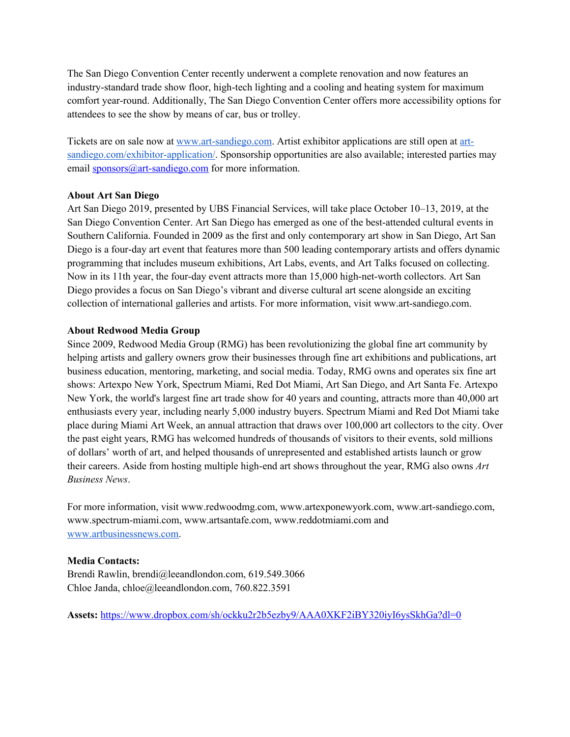The San Diego Convention Center recently underwent a complete renovation and now features an industry-standard trade show floor, high-tech lighting and a cooling and heating system for maximum comfort year-round. Additionally, The San Diego Convention Center offers more accessibility options for attendees to see the show by means of car, bus or trolley.

Tickets are on sale now at [www.art-sandiego.com](http://www.art-sandiego.com). Artist exhibitor applications are still open at [art-sandiego.com/exhibitor-application/](art-sandiego.com/exhibitor-application/). Sponsorship opportunities are also available; interested parties may email [sponsors@art-sandiego.com](mailto:sponsors@art-sandiego.com) for more information.

**About Art San Diego**
Art San Diego 2019, presented by UBS Financial Services, will take place October 10–13, 2019, at the San Diego Convention Center. Art San Diego has emerged as one of the best-attended cultural events in Southern California. Founded in 2009 as the first and only contemporary art show in San Diego, Art San Diego is a four-day art event that features more than 500 leading contemporary artists and offers dynamic programming that includes museum exhibitions, Art Labs, events, and Art Talks focused on collecting. Now in its 11th year, the four-day event attracts more than 15,000 high-net-worth collectors. Art San Diego provides a focus on San Diego's vibrant and diverse cultural art scene alongside an exciting collection of international galleries and artists. For more information, visit www.art-sandiego.com.

**About Redwood Media Group**
Since 2009, Redwood Media Group (RMG) has been revolutionizing the global fine art community by helping artists and gallery owners grow their businesses through fine art exhibitions and publications, art business education, mentoring, marketing, and social media. Today, RMG owns and operates six fine art shows: Artexpo New York, Spectrum Miami, Red Dot Miami, Art San Diego, and Art Santa Fe. Artexpo New York, the world's largest fine art trade show for 40 years and counting, attracts more than 40,000 art enthusiasts every year, including nearly 5,000 industry buyers. Spectrum Miami and Red Dot Miami take place during Miami Art Week, an annual attraction that draws over 100,000 art collectors to the city. Over the past eight years, RMG has welcomed hundreds of thousands of visitors to their events, sold millions of dollars' worth of art, and helped thousands of unrepresented and established artists launch or grow their careers. Aside from hosting multiple high-end art shows throughout the year, RMG also owns *Art Business News*.

For more information, visit www.redwoodmg.com, www.artexponewyork.com, www.art-sandiego.com, www.spectrum-miami.com, www.artsantafe.com, www.reddotmiami.com and [www.artbusinessnews.com](http://www.artbusinessnews.com).

**Media Contacts:**
Brendi Rawlin, brendi@leeandlondon.com, 619.549.3066
Chloe Janda, chloe@leeandlondon.com, 760.822.3591

**Assets:** [https://www.dropbox.com/sh/ockku2r2b5ezby9/AAA0XKF2iBY320iyI6ysSkhGa?dl=0](https://www.dropbox.com/sh/ockku2r2b5ezby9/AAA0XKF2iBY320iyI6ysSkhGa?dl=0)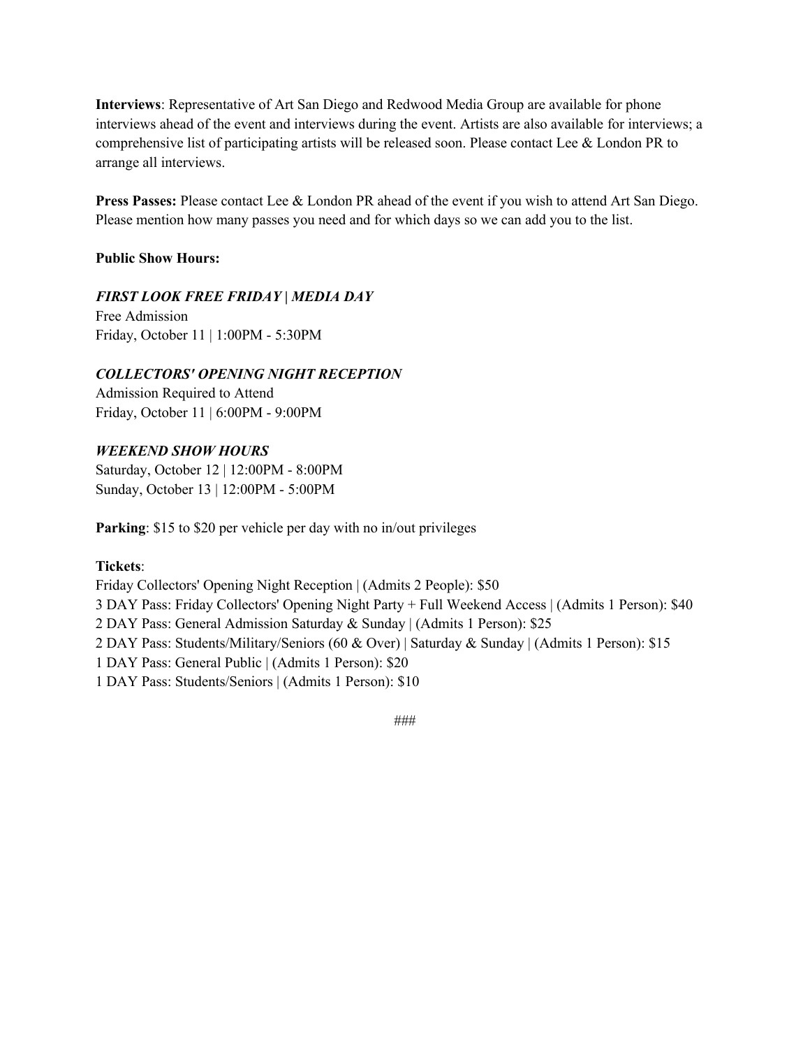**Interviews**: Representative of Art San Diego and Redwood Media Group are available for phone interviews ahead of the event and interviews during the event. Artists are also available for interviews; a comprehensive list of participating artists will be released soon. Please contact Lee & London PR to arrange all interviews.

**Press Passes:** Please contact Lee & London PR ahead of the event if you wish to attend Art San Diego. Please mention how many passes you need and for which days so we can add you to the list.

**Public Show Hours:**

***FIRST LOOK FREE FRIDAY | MEDIA DAY***
Free Admission
Friday, October 11 | 1:00PM - 5:30PM

***COLLECTORS' OPENING NIGHT RECEPTION***
Admission Required to Attend
Friday, October 11 | 6:00PM - 9:00PM

***WEEKEND SHOW HOURS***
Saturday, October 12 | 12:00PM - 8:00PM
Sunday, October 13 | 12:00PM - 5:00PM

**Parking**: $15 to $20 per vehicle per day with no in/out privileges

**Tickets**:
Friday Collectors' Opening Night Reception | (Admits 2 People): $50
3 DAY Pass: Friday Collectors' Opening Night Party + Full Weekend Access | (Admits 1 Person): $40
2 DAY Pass: General Admission Saturday & Sunday | (Admits 1 Person): $25
2 DAY Pass: Students/Military/Seniors (60 & Over) | Saturday & Sunday | (Admits 1 Person): $15
1 DAY Pass: General Public | (Admits 1 Person): $20
1 DAY Pass: Students/Seniors | (Admits 1 Person): $10

###